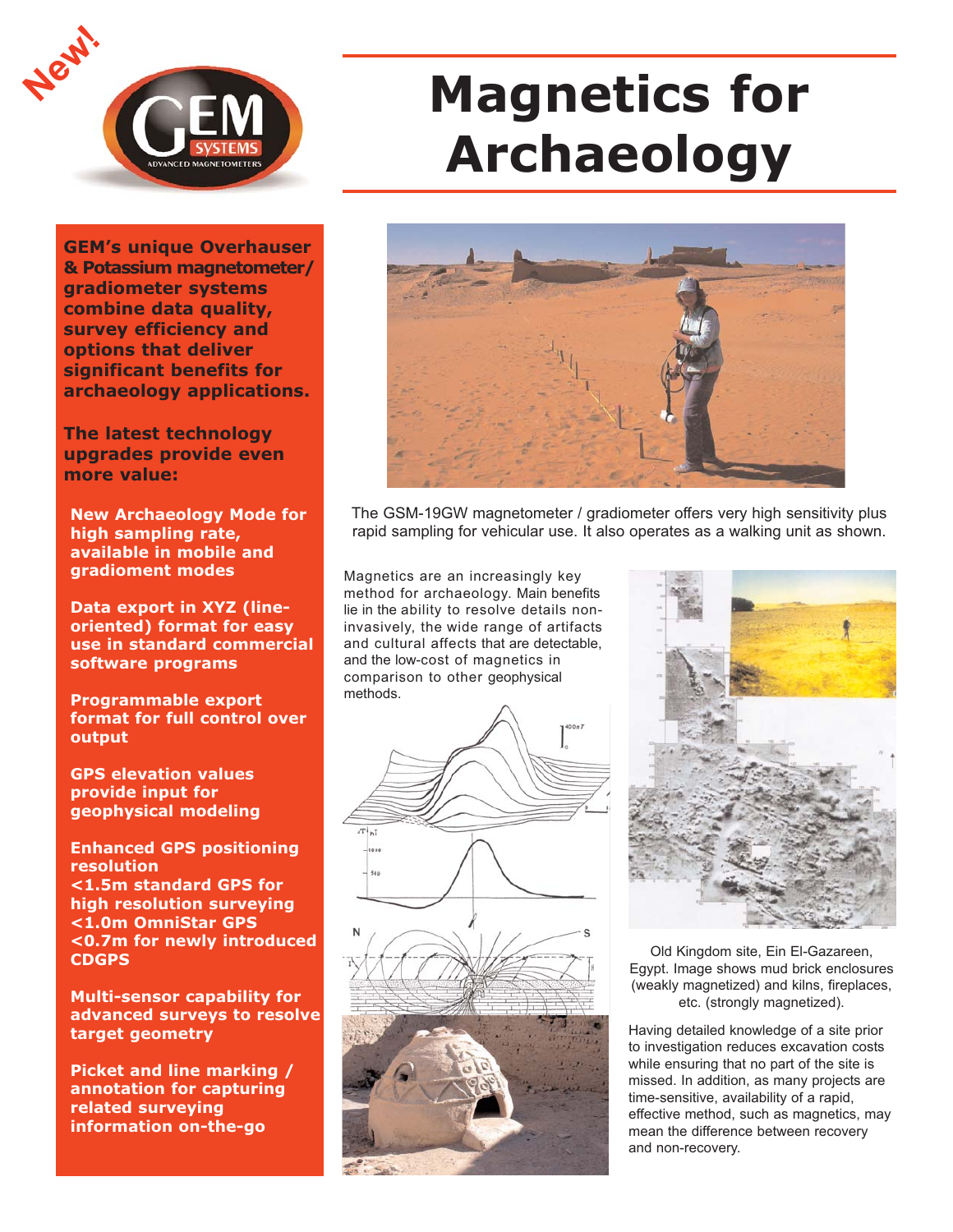New!

# Magnetics for Archaeology

**GEM's unique Overhauser & Potassium magnetometer/ gradiometer systems combine data quality, survey efficiency and options that deliver significant benefits for archaeology applications.**

**The latest technology upgrades provide even more value:**

- **New Archaeology Mode for high sampling rate, available in mobile and gradioment modes**
- **Data export in XYZ (line-oriented) format for easy use in standard commercial software programs**
- **Programmable export format for full control over output**
- **GPS elevation values provide input for geophysical modeling**
- **Enhanced GPS positioning resolution**
  **<1.5m standard GPS for high resolution surveying**
  **<1.0m OmniStar GPS**
  **<0.7m for newly introduced CDGPS**
- **Multi-sensor capability for advanced surveys to resolve target geometry**
- **Picket and line marking / annotation for capturing related surveying information on-the-go**

The GSM-19GW magnetometer / gradiometer offers very high sensitivity plus rapid sampling for vehicular use. It also operates as a walking unit as shown.

Magnetics are an increasingly key method for archaeology. Main benefits lie in the ability to resolve details non-invasively, the wide range of artifacts and cultural affects that are detectable, and the low-cost of magnetics in comparison to other geophysical methods.

Old Kingdom site, Ein El-Gazareen, Egypt. Image shows mud brick enclosures (weakly magnetized) and kilns, fireplaces, etc. (strongly magnetized).

Having detailed knowledge of a site prior to investigation reduces excavation costs while ensuring that no part of the site is missed. In addition, as many projects are time-sensitive, availability of a rapid, effective method, such as magnetics, may mean the difference between recovery and non-recovery.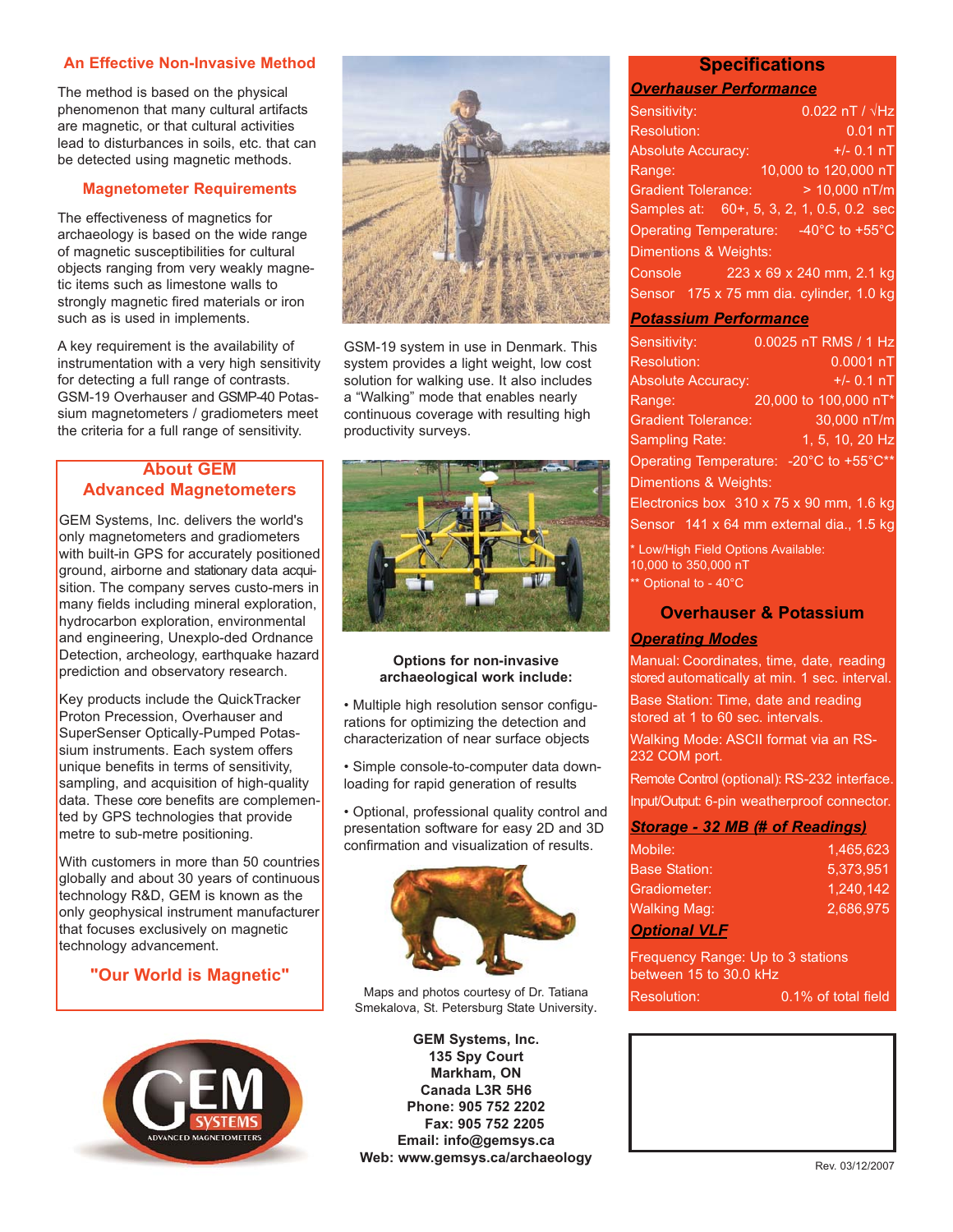## An Effective Non-Invasive Method

The method is based on the physical phenomenon that many cultural artifacts are magnetic, or that cultural activities lead to disturbances in soils, etc. that can be detected using magnetic methods.

## Magnetometer Requirements

The effectiveness of magnetics for archaeology is based on the wide range of magnetic susceptibilities for cultural objects ranging from very weakly magnetic items such as limestone walls to strongly magnetic fired materials or iron such as is used in implements.

A key requirement is the availability of instrumentation with a very high sensitivity for detecting a full range of contrasts. GSM-19 Overhauser and GSMP-40 Potassium magnetometers / gradiometers meet the criteria for a full range of sensitivity.

## About GEM Advanced Magnetometers

GEM Systems, Inc. delivers the world's only magnetometers and gradiometers with built-in GPS for accurately positioned ground, airborne and stationary data acquisition. The company serves custo-mers in many fields including mineral exploration, hydrocarbon exploration, environmental and engineering, Unexplo-ded Ordnance Detection, archeology, earthquake hazard prediction and observatory research.

Key products include the QuickTracker Proton Precession, Overhauser and SuperSenser Optically-Pumped Potassium instruments. Each system offers unique benefits in terms of sensitivity, sampling, and acquisition of high-quality data. These core benefits are complemented by GPS technologies that provide metre to sub-metre positioning.

With customers in more than 50 countries globally and about 30 years of continuous technology R&D, GEM is known as the only geophysical instrument manufacturer that focuses exclusively on magnetic technology advancement.

**"Our World is Magnetic"**

GSM-19 system in use in Denmark. This system provides a light weight, low cost solution for walking use. It also includes a "Walking" mode that enables nearly continuous coverage with resulting high productivity surveys.

**Options for non-invasive archaeological work include:**

- Multiple high resolution sensor configurations for optimizing the detection and characterization of near surface objects
- Simple console-to-computer data down-loading for rapid generation of results
- Optional, professional quality control and presentation software for easy 2D and 3D confirmation and visualization of results.

Maps and photos courtesy of Dr. Tatiana Smekalova, St. Petersburg State University.

**GEM Systems, Inc.**
**135 Spy Court**
**Markham, ON**
**Canada L3R 5H6**
**Phone: 905 752 2202**
**Fax: 905 752 2205**
**Email: info@gemsys.ca**
**Web: www.gemsys.ca/archaeology**

## Specifications

### *Overhauser Performance*

| | |
|---|---|
| Sensitivity: | 0.022 nT / √Hz |
| Resolution: | 0.01 nT |
| Absolute Accuracy: | +/- 0.1 nT |
| Range: | 10,000 to 120,000 nT |
| Gradient Tolerance: | > 10,000 nT/m |
| Samples at: | 60+, 5, 3, 2, 1, 0.5, 0.2 sec |
| Operating Temperature: | -40°C to +55°C |
| Dimentions & Weights: | |
| Console | 223 x 69 x 240 mm, 2.1 kg |
| Sensor | 175 x 75 mm dia. cylinder, 1.0 kg |

### *Potassium Performance*

| | |
|---|---|
| Sensitivity: | 0.0025 nT RMS / 1 Hz |
| Resolution: | 0.0001 nT |
| Absolute Accuracy: | +/- 0.1 nT |
| Range: | 20,000 to 100,000 nT* |
| Gradient Tolerance: | 30,000 nT/m |
| Sampling Rate: | 1, 5, 10, 20 Hz |
| Operating Temperature: | -20°C to +55°C** |
| Dimentions & Weights: | |
| Electronics box | 310 x 75 x 90 mm, 1.6 kg |
| Sensor | 141 x 64 mm external dia., 1.5 kg |

\* Low/High Field Options Available: 10,000 to 350,000 nT
\*\* Optional to - 40°C

### Overhauser & Potassium

#### *Operating Modes*

Manual: Coordinates, time, date, reading stored automatically at min. 1 sec. interval.

Base Station: Time, date and reading stored at 1 to 60 sec. intervals.

Walking Mode: ASCII format via an RS-232 COM port.

Remote Control (optional): RS-232 interface.

Input/Output: 6-pin weatherproof connector.

#### *Storage - 32 MB (# of Readings)*

| | |
|---|---|
| Mobile: | 1,465,623 |
| Base Station: | 5,373,951 |
| Gradiometer: | 1,240,142 |
| Walking Mag: | 2,686,975 |

#### *Optional VLF*

Frequency Range: Up to 3 stations between 15 to 30.0 kHz

Resolution: 0.1% of total field

Rev. 03/12/2007